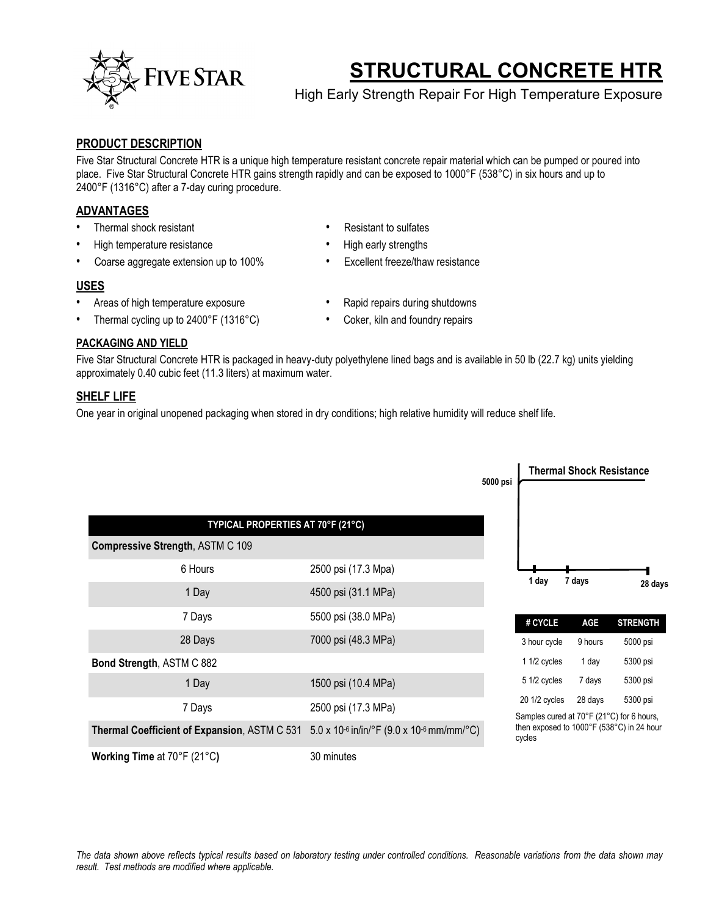# STRUCTURAL CONCRETE HTR

High Early Strength Repair For High Temperature Exposure

## PRODUCT DESCRIPTION

Five Star Structural Concrete HTR is a unique high temperature resistant concrete repair material which can be pumped or poured into place. Five Star Structural Concrete HTR gains strength rapidly and can be exposed to 1000°F (538°C) in six hours and up to 2400°F (1316°C) after a 7-day curing procedure.

## ADVANTAGES

- Thermal shock resistant
- High temperature resistance
- Coarse aggregate extension up to 100%
- Resistant to sulfates
- High early strengths
- Excellent freeze/thaw resistance

## USES

- Areas of high temperature exposure
- Thermal cycling up to 2400°F (1316°C)
- Rapid repairs during shutdowns
- Coker, kiln and foundry repairs

## PACKAGING AND YIELD

Five Star Structural Concrete HTR is packaged in heavy-duty polyethylene lined bags and is available in 50 lb (22.7 kg) units yielding approximately 0.40 cubic feet (11.3 liters) at maximum water.

## SHELF LIFE

One year in original unopened packaging when stored in dry conditions; high relative humidity will reduce shelf life.

| TYPICAL PROPERTIES AT 70°F (21°C) | |
|---|---|
| **Compressive Strength**, ASTM C 109 | |
| 6 Hours | 2500 psi (17.3 Mpa) |
| 1 Day | 4500 psi (31.1 MPa) |
| 7 Days | 5500 psi (38.0 MPa) |
| 28 Days | 7000 psi (48.3 MPa) |
| **Bond Strength**, ASTM C 882 | |
| 1 Day | 1500 psi (10.4 MPa) |
| 7 Days | 2500 psi (17.3 MPa) |
| **Thermal Coefficient of Expansion**, ASTM C 531 | $5.0 \times 10^{-6}$ in/in/°F ($9.0 \times 10^{-6}$ mm/mm/°C) |
| **Working Time** at 70°F (21°C) | 30 minutes |

**Thermal Shock Resistance**

5000 psi

1 day · 7 days · 28 days

| # CYCLE | AGE | STRENGTH |
|---|---|---|
| 3 hour cycle | 9 hours | 5000 psi |
| 1 1/2 cycles | 1 day | 5300 psi |
| 5 1/2 cycles | 7 days | 5300 psi |
| 20 1/2 cycles | 28 days | 5300 psi |

Samples cured at 70°F (21°C) for 6 hours, then exposed to 1000°F (538°C) in 24 hour cycles

*The data shown above reflects typical results based on laboratory testing under controlled conditions. Reasonable variations from the data shown may result. Test methods are modified where applicable.*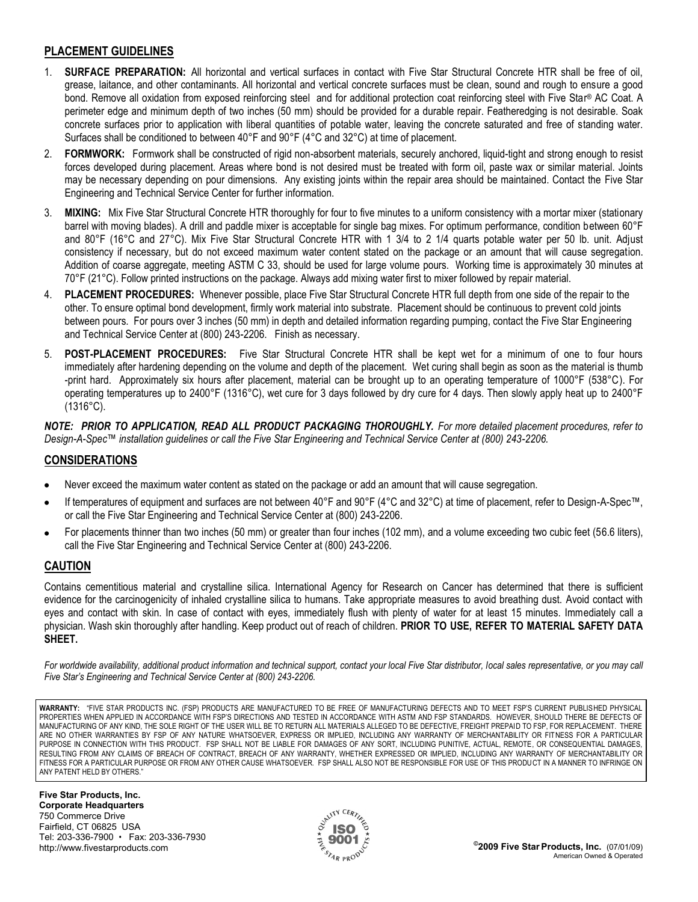## PLACEMENT GUIDELINES

1. **SURFACE PREPARATION:** All horizontal and vertical surfaces in contact with Five Star Structural Concrete HTR shall be free of oil, grease, laitance, and other contaminants. All horizontal and vertical concrete surfaces must be clean, sound and rough to ensure a good bond. Remove all oxidation from exposed reinforcing steel and for additional protection coat reinforcing steel with Five Star® AC Coat. A perimeter edge and minimum depth of two inches (50 mm) should be provided for a durable repair. Featheredging is not desirable. Soak concrete surfaces prior to application with liberal quantities of potable water, leaving the concrete saturated and free of standing water. Surfaces shall be conditioned to between 40°F and 90°F (4°C and 32°C) at time of placement.
2. **FORMWORK:** Formwork shall be constructed of rigid non-absorbent materials, securely anchored, liquid-tight and strong enough to resist forces developed during placement. Areas where bond is not desired must be treated with form oil, paste wax or similar material. Joints may be necessary depending on pour dimensions. Any existing joints within the repair area should be maintained. Contact the Five Star Engineering and Technical Service Center for further information.
3. **MIXING:** Mix Five Star Structural Concrete HTR thoroughly for four to five minutes to a uniform consistency with a mortar mixer (stationary barrel with moving blades). A drill and paddle mixer is acceptable for single bag mixes. For optimum performance, condition between 60°F and 80°F (16°C and 27°C). Mix Five Star Structural Concrete HTR with 1 3/4 to 2 1/4 quarts potable water per 50 lb. unit. Adjust consistency if necessary, but do not exceed maximum water content stated on the package or an amount that will cause segregation. Addition of coarse aggregate, meeting ASTM C 33, should be used for large volume pours. Working time is approximately 30 minutes at 70°F (21°C). Follow printed instructions on the package. Always add mixing water first to mixer followed by repair material.
4. **PLACEMENT PROCEDURES:** Whenever possible, place Five Star Structural Concrete HTR full depth from one side of the repair to the other. To ensure optimal bond development, firmly work material into substrate. Placement should be continuous to prevent cold joints between pours. For pours over 3 inches (50 mm) in depth and detailed information regarding pumping, contact the Five Star Engineering and Technical Service Center at (800) 243-2206. Finish as necessary.
5. **POST-PLACEMENT PROCEDURES:** Five Star Structural Concrete HTR shall be kept wet for a minimum of one to four hours immediately after hardening depending on the volume and depth of the placement. Wet curing shall begin as soon as the material is thumb -print hard. Approximately six hours after placement, material can be brought up to an operating temperature of 1000°F (538°C). For operating temperatures up to 2400°F (1316°C), wet cure for 3 days followed by dry cure for 4 days. Then slowly apply heat up to 2400°F (1316°C).

***NOTE: PRIOR TO APPLICATION, READ ALL PRODUCT PACKAGING THOROUGHLY.*** *For more detailed placement procedures, refer to Design-A-Spec™ installation guidelines or call the Five Star Engineering and Technical Service Center at (800) 243-2206.*

## CONSIDERATIONS

- Never exceed the maximum water content as stated on the package or add an amount that will cause segregation.
- If temperatures of equipment and surfaces are not between 40°F and 90°F (4°C and 32°C) at time of placement, refer to Design-A-Spec™, or call the Five Star Engineering and Technical Service Center at (800) 243-2206.
- For placements thinner than two inches (50 mm) or greater than four inches (102 mm), and a volume exceeding two cubic feet (56.6 liters), call the Five Star Engineering and Technical Service Center at (800) 243-2206.

## CAUTION

Contains cementitious material and crystalline silica. International Agency for Research on Cancer has determined that there is sufficient evidence for the carcinogenicity of inhaled crystalline silica to humans. Take appropriate measures to avoid breathing dust. Avoid contact with eyes and contact with skin. In case of contact with eyes, immediately flush with plenty of water for at least 15 minutes. Immediately call a physician. Wash skin thoroughly after handling. Keep product out of reach of children. **PRIOR TO USE, REFER TO MATERIAL SAFETY DATA SHEET.**

*For worldwide availability, additional product information and technical support, contact your local Five Star distributor, local sales representative, or you may call Five Star's Engineering and Technical Service Center at (800) 243-2206.*

**WARRANTY:** "FIVE STAR PRODUCTS INC. (FSP) PRODUCTS ARE MANUFACTURED TO BE FREE OF MANUFACTURING DEFECTS AND TO MEET FSP'S CURRENT PUBLISHED PHYSICAL PROPERTIES WHEN APPLIED IN ACCORDANCE WITH FSP'S DIRECTIONS AND TESTED IN ACCORDANCE WITH ASTM AND FSP STANDARDS. HOWEVER, SHOULD THERE BE DEFECTS OF MANUFACTURING OF ANY KIND, THE SOLE RIGHT OF THE USER WILL BE TO RETURN ALL MATERIALS ALLEGED TO BE DEFECTIVE, FREIGHT PREPAID TO FSP, FOR REPLACEMENT. THERE ARE NO OTHER WARRANTIES BY FSP OF ANY NATURE WHATSOEVER, EXPRESS OR IMPLIED, INCLUDING ANY WARRANTY OF MERCHANTABILITY OR FITNESS FOR A PARTICULAR PURPOSE IN CONNECTION WITH THIS PRODUCT. FSP SHALL NOT BE LIABLE FOR DAMAGES OF ANY SORT, INCLUDING PUNITIVE, ACTUAL, REMOTE, OR CONSEQUENTIAL DAMAGES, RESULTING FROM ANY CLAIMS OF BREACH OF CONTRACT, BREACH OF ANY WARRANTY, WHETHER EXPRESSED OR IMPLIED, INCLUDING ANY WARRANTY OF MERCHANTABILITY OR FITNESS FOR A PARTICULAR PURPOSE OR FROM ANY OTHER CAUSE WHATSOEVER. FSP SHALL ALSO NOT BE RESPONSIBLE FOR USE OF THIS PRODUCT IN A MANNER TO INFRINGE ON ANY PATENT HELD BY OTHERS."

**Five Star Products, Inc.**
**Corporate Headquarters**
750 Commerce Drive
Fairfield, CT 06825 USA
Tel: 203-336-7900 • Fax: 203-336-7930
http://www.fivestarproducts.com

QUALITY CERTIFIED ISO 9001 FIVE STAR PRODUCTS

**©2009 Five Star Products, Inc.** (07/01/09)
American Owned & Operated